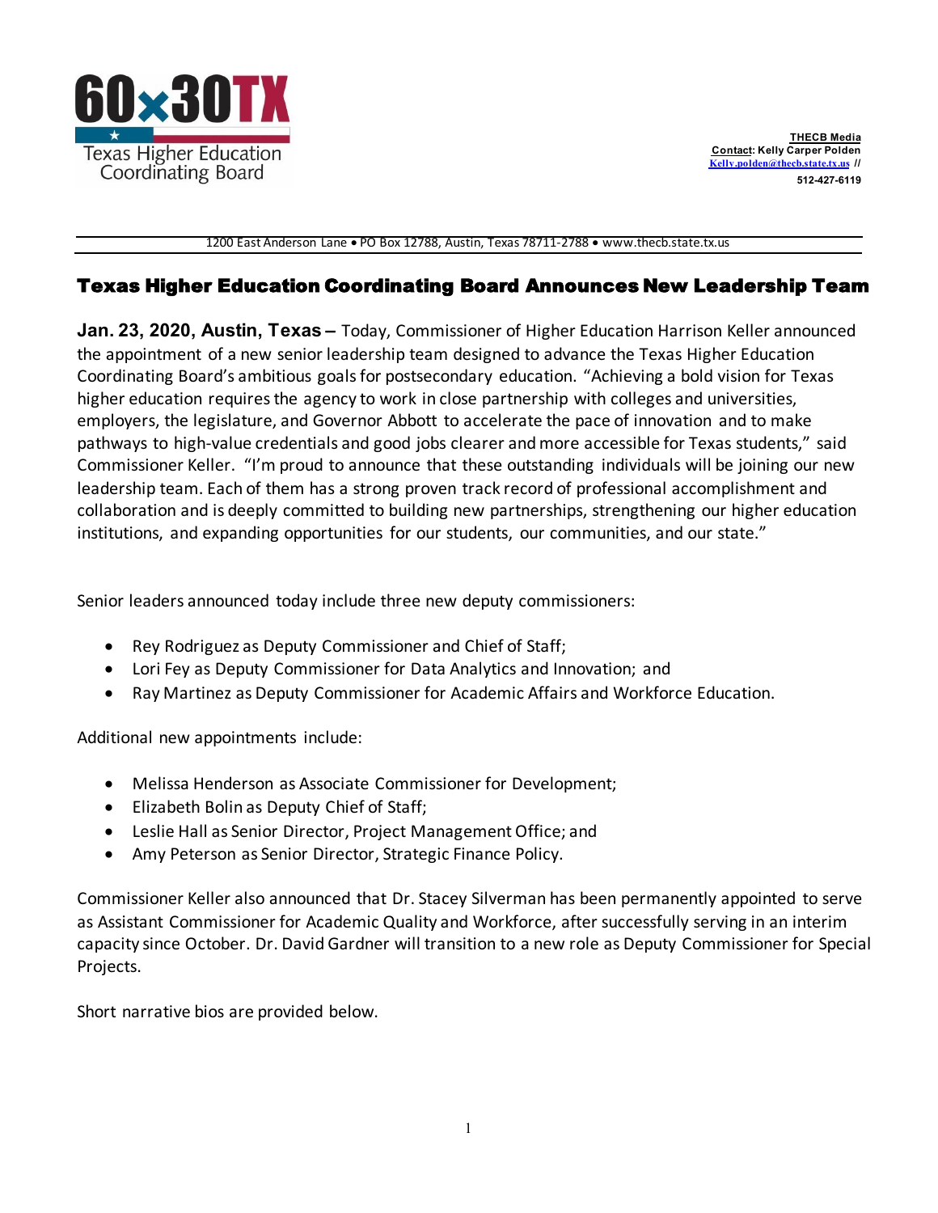60x30TX

Texas Higher Education Coordinating Board

**THECB Media**
**Contact**: Kelly Carper Polden
Kelly.polden@thecb.state.tx.us //
512-427-6119

1200 East Anderson Lane • PO Box 12788, Austin, Texas 78711-2788 • www.thecb.state.tx.us

# Texas Higher Education Coordinating Board Announces New Leadership Team

**Jan. 23, 2020, Austin, Texas –** Today, Commissioner of Higher Education Harrison Keller announced the appointment of a new senior leadership team designed to advance the Texas Higher Education Coordinating Board's ambitious goals for postsecondary education. "Achieving a bold vision for Texas higher education requires the agency to work in close partnership with colleges and universities, employers, the legislature, and Governor Abbott to accelerate the pace of innovation and to make pathways to high-value credentials and good jobs clearer and more accessible for Texas students," said Commissioner Keller. "I'm proud to announce that these outstanding individuals will be joining our new leadership team. Each of them has a strong proven track record of professional accomplishment and collaboration and is deeply committed to building new partnerships, strengthening our higher education institutions, and expanding opportunities for our students, our communities, and our state."

Senior leaders announced today include three new deputy commissioners:

- Rey Rodriguez as Deputy Commissioner and Chief of Staff;
- Lori Fey as Deputy Commissioner for Data Analytics and Innovation; and
- Ray Martinez as Deputy Commissioner for Academic Affairs and Workforce Education.

Additional new appointments include:

- Melissa Henderson as Associate Commissioner for Development;
- Elizabeth Bolin as Deputy Chief of Staff;
- Leslie Hall as Senior Director, Project Management Office; and
- Amy Peterson as Senior Director, Strategic Finance Policy.

Commissioner Keller also announced that Dr. Stacey Silverman has been permanently appointed to serve as Assistant Commissioner for Academic Quality and Workforce, after successfully serving in an interim capacity since October. Dr. David Gardner will transition to a new role as Deputy Commissioner for Special Projects.

Short narrative bios are provided below.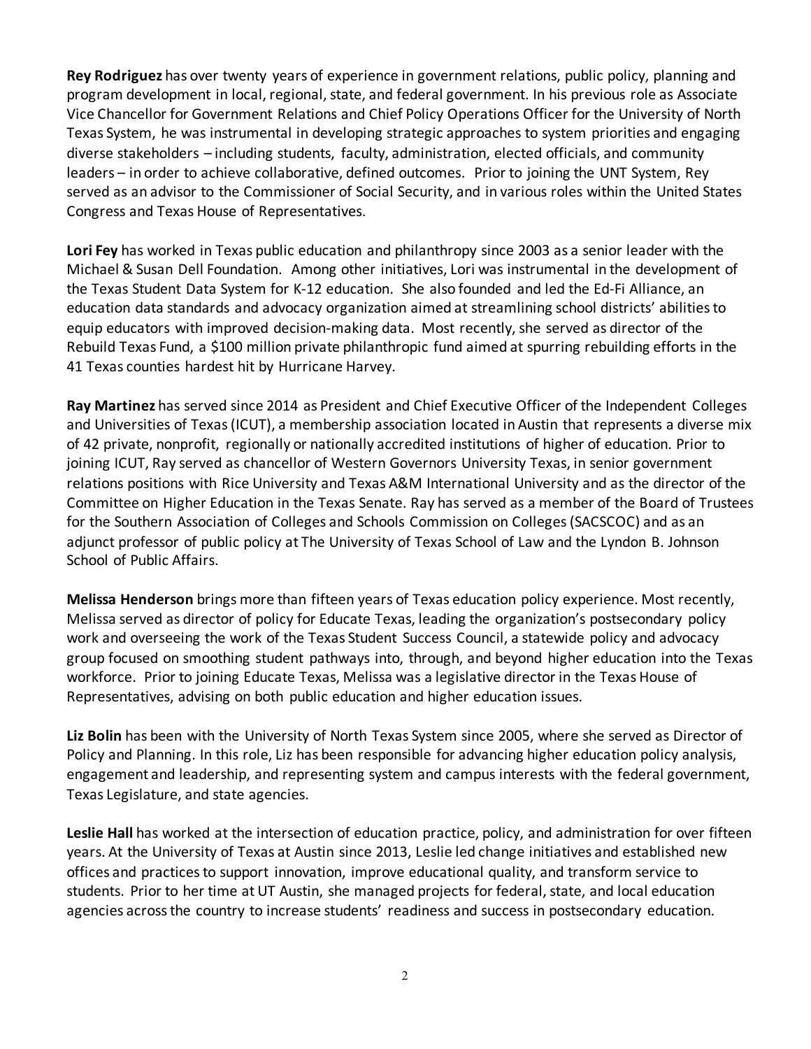**Rey Rodriguez** has over twenty years of experience in government relations, public policy, planning and program development in local, regional, state, and federal government. In his previous role as Associate Vice Chancellor for Government Relations and Chief Policy Operations Officer for the University of North Texas System, he was instrumental in developing strategic approaches to system priorities and engaging diverse stakeholders – including students, faculty, administration, elected officials, and community leaders – in order to achieve collaborative, defined outcomes. Prior to joining the UNT System, Rey served as an advisor to the Commissioner of Social Security, and in various roles within the United States Congress and Texas House of Representatives.

**Lori Fey** has worked in Texas public education and philanthropy since 2003 as a senior leader with the Michael & Susan Dell Foundation. Among other initiatives, Lori was instrumental in the development of the Texas Student Data System for K-12 education. She also founded and led the Ed-Fi Alliance, an education data standards and advocacy organization aimed at streamlining school districts' abilities to equip educators with improved decision-making data. Most recently, she served as director of the Rebuild Texas Fund, a $100 million private philanthropic fund aimed at spurring rebuilding efforts in the 41 Texas counties hardest hit by Hurricane Harvey.

**Ray Martinez** has served since 2014 as President and Chief Executive Officer of the Independent Colleges and Universities of Texas (ICUT), a membership association located in Austin that represents a diverse mix of 42 private, nonprofit, regionally or nationally accredited institutions of higher of education. Prior to joining ICUT, Ray served as chancellor of Western Governors University Texas, in senior government relations positions with Rice University and Texas A&M International University and as the director of the Committee on Higher Education in the Texas Senate. Ray has served as a member of the Board of Trustees for the Southern Association of Colleges and Schools Commission on Colleges (SACSCOC) and as an adjunct professor of public policy at The University of Texas School of Law and the Lyndon B. Johnson School of Public Affairs.

**Melissa Henderson** brings more than fifteen years of Texas education policy experience. Most recently, Melissa served as director of policy for Educate Texas, leading the organization's postsecondary policy work and overseeing the work of the Texas Student Success Council, a statewide policy and advocacy group focused on smoothing student pathways into, through, and beyond higher education into the Texas workforce. Prior to joining Educate Texas, Melissa was a legislative director in the Texas House of Representatives, advising on both public education and higher education issues.

**Liz Bolin** has been with the University of North Texas System since 2005, where she served as Director of Policy and Planning. In this role, Liz has been responsible for advancing higher education policy analysis, engagement and leadership, and representing system and campus interests with the federal government, Texas Legislature, and state agencies.

**Leslie Hall** has worked at the intersection of education practice, policy, and administration for over fifteen years. At the University of Texas at Austin since 2013, Leslie led change initiatives and established new offices and practices to support innovation, improve educational quality, and transform service to students. Prior to her time at UT Austin, she managed projects for federal, state, and local education agencies across the country to increase students' readiness and success in postsecondary education.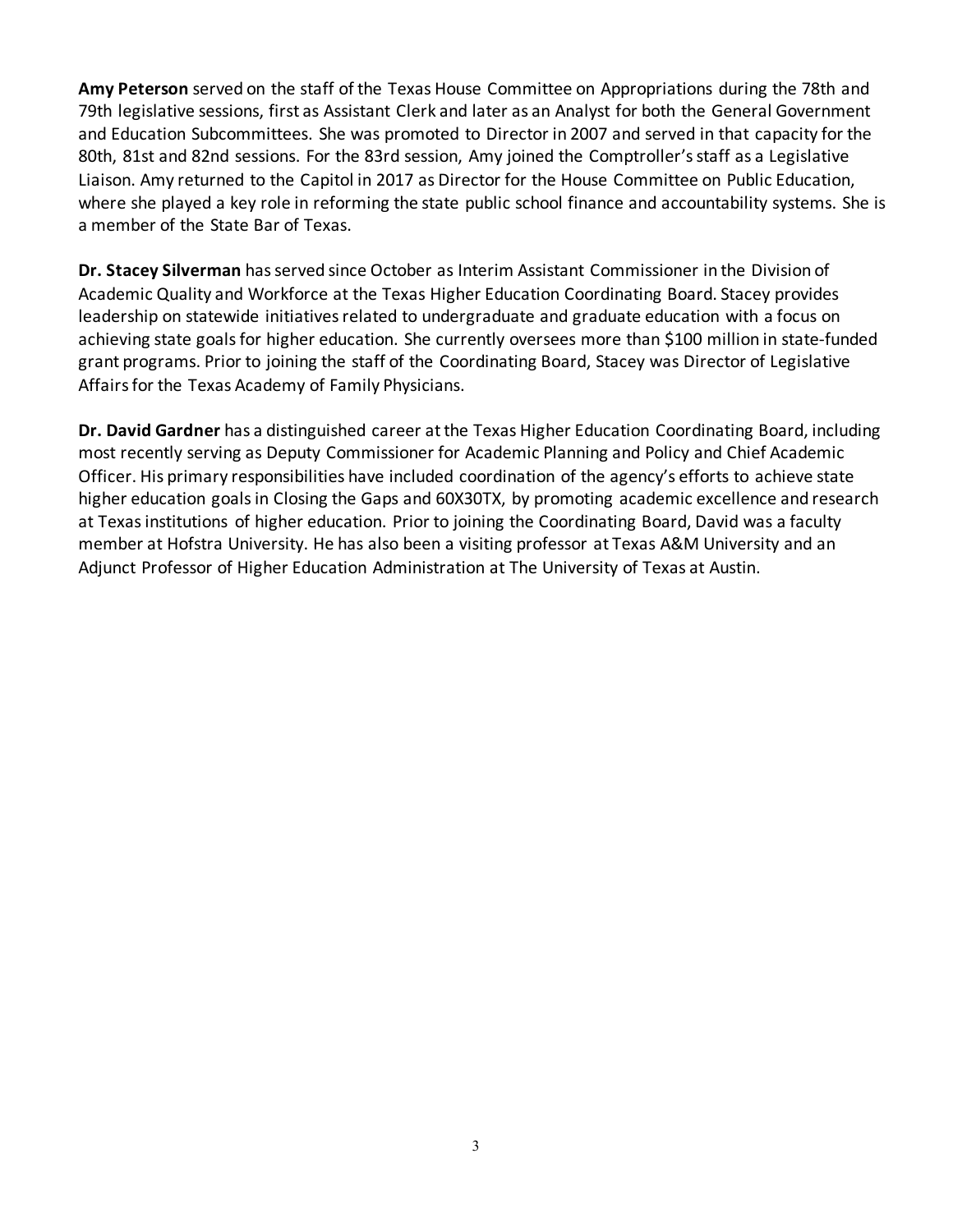**Amy Peterson** served on the staff of the Texas House Committee on Appropriations during the 78th and 79th legislative sessions, first as Assistant Clerk and later as an Analyst for both the General Government and Education Subcommittees. She was promoted to Director in 2007 and served in that capacity for the 80th, 81st and 82nd sessions. For the 83rd session, Amy joined the Comptroller's staff as a Legislative Liaison. Amy returned to the Capitol in 2017 as Director for the House Committee on Public Education, where she played a key role in reforming the state public school finance and accountability systems. She is a member of the State Bar of Texas.

**Dr. Stacey Silverman** has served since October as Interim Assistant Commissioner in the Division of Academic Quality and Workforce at the Texas Higher Education Coordinating Board. Stacey provides leadership on statewide initiatives related to undergraduate and graduate education with a focus on achieving state goals for higher education. She currently oversees more than $100 million in state-funded grant programs. Prior to joining the staff of the Coordinating Board, Stacey was Director of Legislative Affairs for the Texas Academy of Family Physicians.

**Dr. David Gardner** has a distinguished career at the Texas Higher Education Coordinating Board, including most recently serving as Deputy Commissioner for Academic Planning and Policy and Chief Academic Officer. His primary responsibilities have included coordination of the agency's efforts to achieve state higher education goals in Closing the Gaps and 60X30TX, by promoting academic excellence and research at Texas institutions of higher education. Prior to joining the Coordinating Board, David was a faculty member at Hofstra University. He has also been a visiting professor at Texas A&M University and an Adjunct Professor of Higher Education Administration at The University of Texas at Austin.